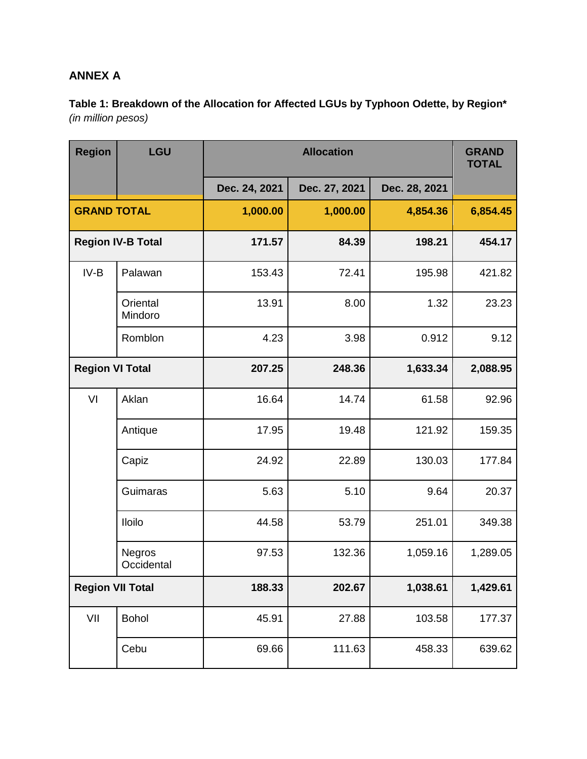**ANNEX A**

**Table 1: Breakdown of the Allocation for Affected LGUs by Typhoon Odette, by Region***
*(in million pesos)*

| Region | LGU | Allocation | | | GRAND TOTAL |
|---|---|---|---|---|---|
| | | Dec. 24, 2021 | Dec. 27, 2021 | Dec. 28, 2021 | |
| **GRAND TOTAL** | | **1,000.00** | **1,000.00** | **4,854.36** | **6,854.45** |
| **Region IV-B Total** | | **171.57** | **84.39** | **198.21** | **454.17** |
| IV-B | Palawan | 153.43 | 72.41 | 195.98 | 421.82 |
| | Oriental Mindoro | 13.91 | 8.00 | 1.32 | 23.23 |
| | Romblon | 4.23 | 3.98 | 0.912 | 9.12 |
| **Region VI Total** | | **207.25** | **248.36** | **1,633.34** | **2,088.95** |
| VI | Aklan | 16.64 | 14.74 | 61.58 | 92.96 |
| | Antique | 17.95 | 19.48 | 121.92 | 159.35 |
| | Capiz | 24.92 | 22.89 | 130.03 | 177.84 |
| | Guimaras | 5.63 | 5.10 | 9.64 | 20.37 |
| | Iloilo | 44.58 | 53.79 | 251.01 | 349.38 |
| | Negros Occidental | 97.53 | 132.36 | 1,059.16 | 1,289.05 |
| **Region VII Total** | | **188.33** | **202.67** | **1,038.61** | **1,429.61** |
| VII | Bohol | 45.91 | 27.88 | 103.58 | 177.37 |
| | Cebu | 69.66 | 111.63 | 458.33 | 639.62 |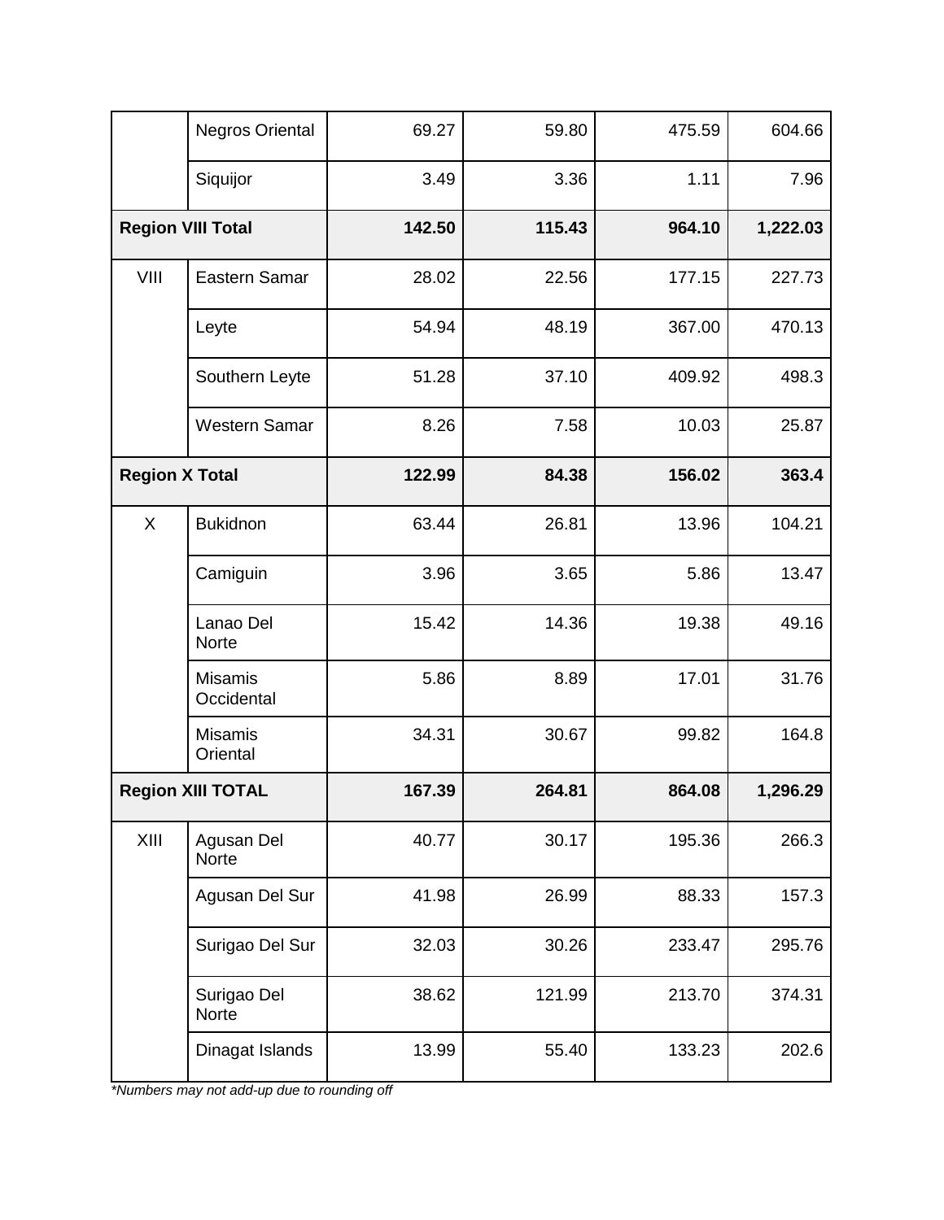| | | | | | |
|---|---|---|---|---|---|
| | Negros Oriental | 69.27 | 59.80 | 475.59 | 604.66 |
| | Siquijor | 3.49 | 3.36 | 1.11 | 7.96 |
| **Region VIII Total** | | **142.50** | **115.43** | **964.10** | **1,222.03** |
| VIII | Eastern Samar | 28.02 | 22.56 | 177.15 | 227.73 |
| | Leyte | 54.94 | 48.19 | 367.00 | 470.13 |
| | Southern Leyte | 51.28 | 37.10 | 409.92 | 498.3 |
| | Western Samar | 8.26 | 7.58 | 10.03 | 25.87 |
| **Region X Total** | | **122.99** | **84.38** | **156.02** | **363.4** |
| X | Bukidnon | 63.44 | 26.81 | 13.96 | 104.21 |
| | Camiguin | 3.96 | 3.65 | 5.86 | 13.47 |
| | Lanao Del Norte | 15.42 | 14.36 | 19.38 | 49.16 |
| | Misamis Occidental | 5.86 | 8.89 | 17.01 | 31.76 |
| | Misamis Oriental | 34.31 | 30.67 | 99.82 | 164.8 |
| **Region XIII TOTAL** | | **167.39** | **264.81** | **864.08** | **1,296.29** |
| XIII | Agusan Del Norte | 40.77 | 30.17 | 195.36 | 266.3 |
| | Agusan Del Sur | 41.98 | 26.99 | 88.33 | 157.3 |
| | Surigao Del Sur | 32.03 | 30.26 | 233.47 | 295.76 |
| | Surigao Del Norte | 38.62 | 121.99 | 213.70 | 374.31 |
| | Dinagat Islands | 13.99 | 55.40 | 133.23 | 202.6 |

*Numbers may not add-up due to rounding off*